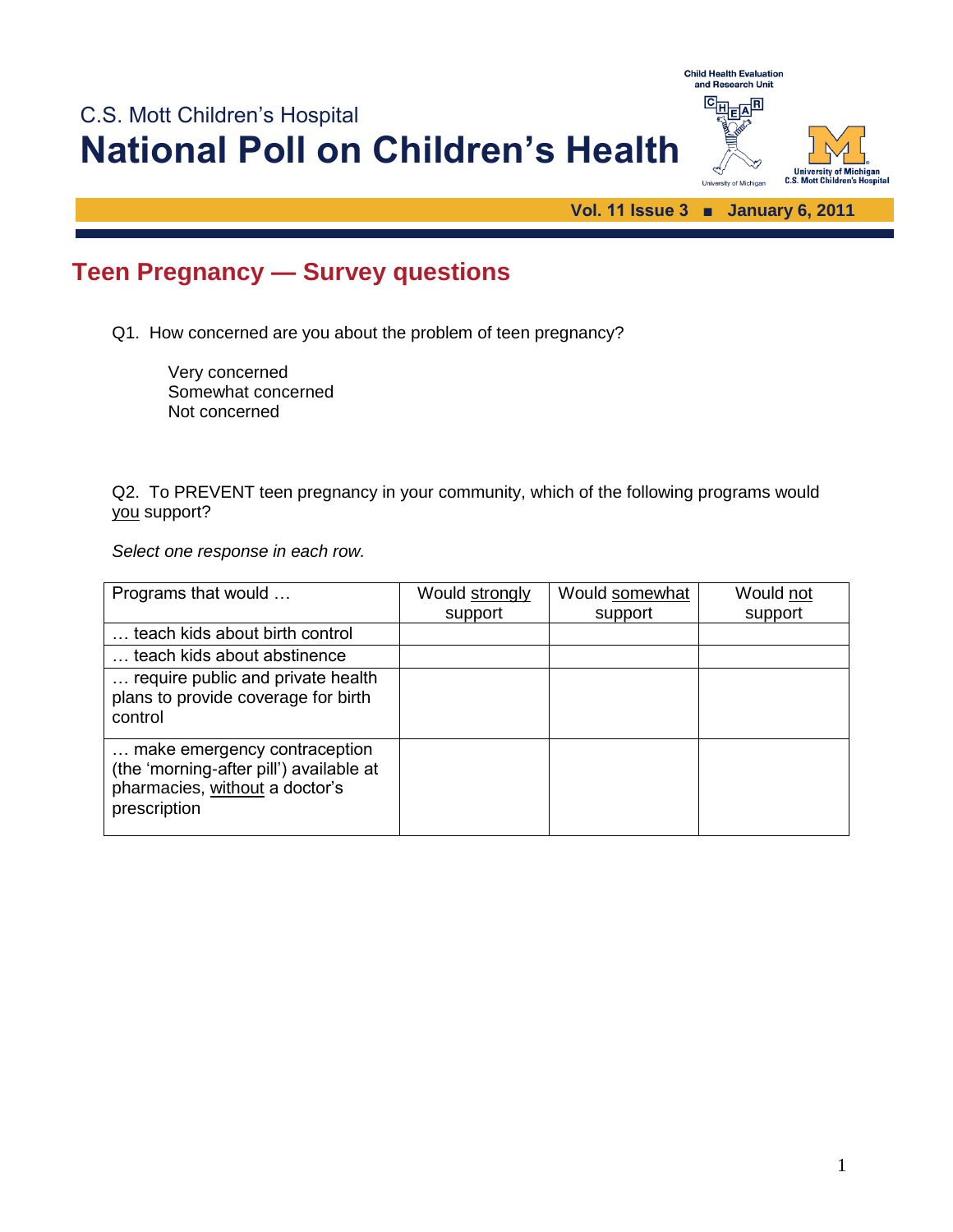C.S. Mott Children's Hospital

# National Poll on Children's Health

Child Health Evaluation and Research Unit

University of Michigan C.S. Mott Children's Hospital

**Vol. 11 Issue 3 ■ January 6, 2011**

## Teen Pregnancy — Survey questions

Q1. How concerned are you about the problem of teen pregnancy?

Very concerned
Somewhat concerned
Not concerned

Q2. To PREVENT teen pregnancy in your community, which of the following programs would <u>you</u> support?

*Select one response in each row.*

| Programs that would … | Would <u>strongly</u> support | Would <u>somewhat</u> support | Would <u>not</u> support |
|---|---|---|---|
| … teach kids about birth control | | | |
| … teach kids about abstinence | | | |
| … require public and private health plans to provide coverage for birth control | | | |
| … make emergency contraception (the 'morning-after pill') available at pharmacies, <u>without</u> a doctor's prescription | | | |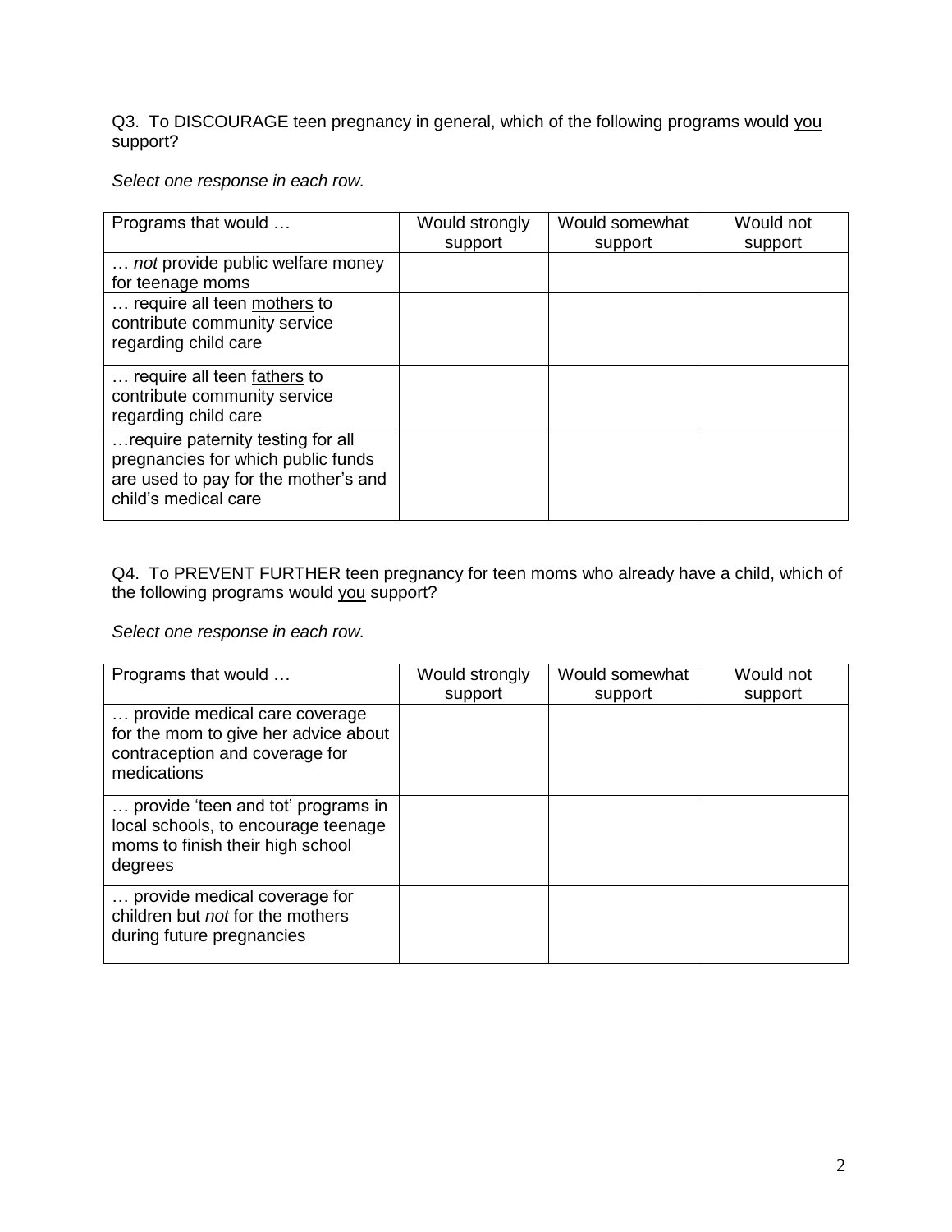Q3. To DISCOURAGE teen pregnancy in general, which of the following programs would <u>you</u> support?

*Select one response in each row.*

| Programs that would … | Would strongly support | Would somewhat support | Would not support |
|---|---|---|---|
| … *not* provide public welfare money for teenage moms | | | |
| … require all teen <u>mothers</u> to contribute community service regarding child care | | | |
| … require all teen <u>fathers</u> to contribute community service regarding child care | | | |
| …require paternity testing for all pregnancies for which public funds are used to pay for the mother's and child's medical care | | | |

Q4. To PREVENT FURTHER teen pregnancy for teen moms who already have a child, which of the following programs would <u>you</u> support?

*Select one response in each row.*

| Programs that would … | Would strongly support | Would somewhat support | Would not support |
|---|---|---|---|
| … provide medical care coverage for the mom to give her advice about contraception and coverage for medications | | | |
| … provide 'teen and tot' programs in local schools, to encourage teenage moms to finish their high school degrees | | | |
| … provide medical coverage for children but *not* for the mothers during future pregnancies | | | |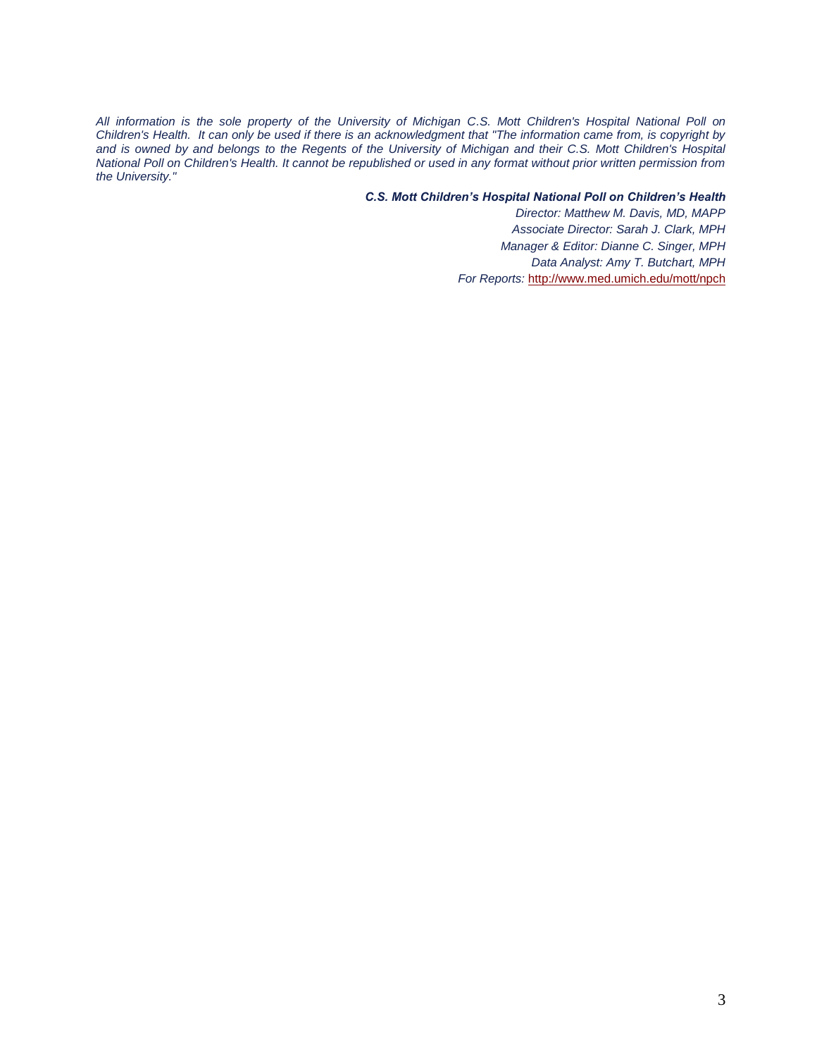*All information is the sole property of the University of Michigan C.S. Mott Children's Hospital National Poll on Children's Health. It can only be used if there is an acknowledgment that "The information came from, is copyright by and is owned by and belongs to the Regents of the University of Michigan and their C.S. Mott Children's Hospital National Poll on Children's Health. It cannot be republished or used in any format without prior written permission from the University."*

***C.S. Mott Children's Hospital National Poll on Children's Health***

*Director: Matthew M. Davis, MD, MAPP*

*Associate Director: Sarah J. Clark, MPH*

*Manager & Editor: Dianne C. Singer, MPH*

*Data Analyst: Amy T. Butchart, MPH*

*For Reports:* http://www.med.umich.edu/mott/npch